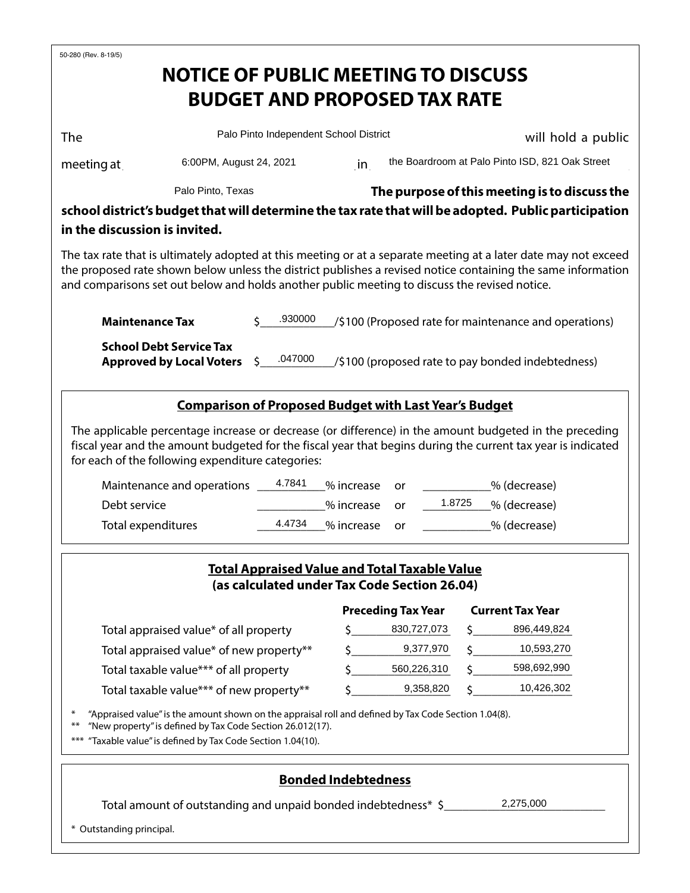50-280 (Rev. 8-19/5)

# NOTICE OF PUBLIC MEETING TO DISCUSS BUDGET AND PROPOSED TAX RATE

The Palo Pinto Independent School District will hold a public meeting at 6:00PM, August 24, 2021 in the Boardroom at Palo Pinto ISD, 821 Oak Street Palo Pinto, Texas **The purpose of this meeting is to discuss the school district's budget that will determine the tax rate that will be adopted. Public participation in the discussion is invited.**

The tax rate that is ultimately adopted at this meeting or at a separate meeting at a later date may not exceed the proposed rate shown below unless the district publishes a revised notice containing the same information and comparisons set out below and holds another public meeting to discuss the revised notice.

**Maintenance Tax** $ .930000 /$100 (Proposed rate for maintenance and operations)

**School Debt Service Tax Approved by Local Voters** $ .047000 /$100 (proposed rate to pay bonded indebtedness)

## Comparison of Proposed Budget with Last Year's Budget

The applicable percentage increase or decrease (or difference) in the amount budgeted in the preceding fiscal year and the amount budgeted for the fiscal year that begins during the current tax year is indicated for each of the following expenditure categories:

| | % increase | or | % (decrease) |
|---|---|---|---|
| Maintenance and operations | 4.7841 | or | |
| Debt service | | or | 1.8725 |
| Total expenditures | 4.4734 | or | |

## Total Appraised Value and Total Taxable Value (as calculated under Tax Code Section 26.04)

| | Preceding Tax Year | Current Tax Year |
|---|---|---|
| Total appraised value* of all property | $ 830,727,073 | $ 896,449,824 |
| Total appraised value* of new property** | $ 9,377,970 | $ 10,593,270 |
| Total taxable value*** of all property | $ 560,226,310 | $ 598,692,990 |
| Total taxable value*** of new property** | $ 9,358,820 | $ 10,426,302 |

* "Appraised value" is the amount shown on the appraisal roll and defined by Tax Code Section 1.04(8).

** "New property" is defined by Tax Code Section 26.012(17).

*** "Taxable value" is defined by Tax Code Section 1.04(10).

## Bonded Indebtedness

Total amount of outstanding and unpaid bonded indebtedness* $ 2,275,000

* Outstanding principal.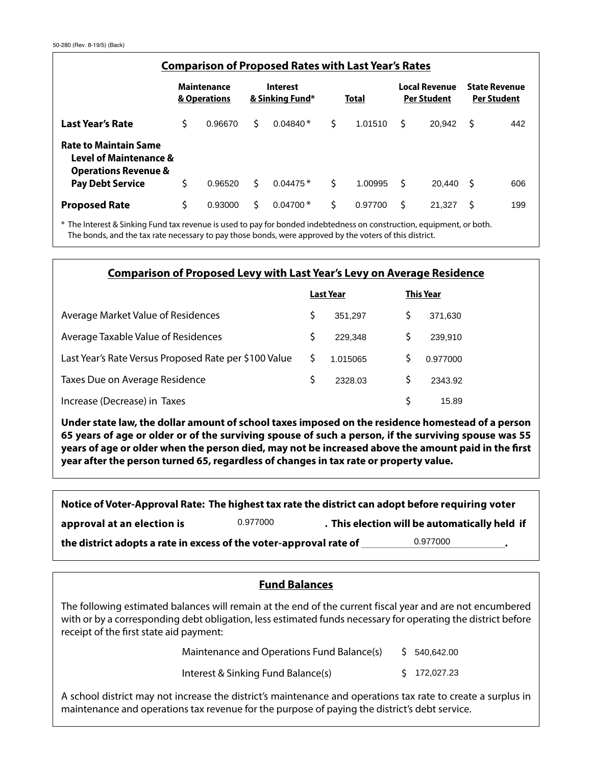## Comparison of Proposed Rates with Last Year's Rates

| | Maintenance & Operations | Interest & Sinking Fund* | Total | Local Revenue Per Student | State Revenue Per Student |
|---|---|---|---|---|---|
| **Last Year's Rate** | $ 0.96670 | $ 0.04840 * | $ 1.01510 | $ 20,942 | $ 442 |
| **Rate to Maintain Same Level of Maintenance & Operations Revenue & Pay Debt Service** | $ 0.96520 | $ 0.04475 * | $ 1.00995 | $ 20,440 | $ 606 |
| **Proposed Rate** | $ 0.93000 | $ 0.04700 * | $ 0.97700 | $ 21,327 | $ 199 |

* The Interest & Sinking Fund tax revenue is used to pay for bonded indebtedness on construction, equipment, or both. The bonds, and the tax rate necessary to pay those bonds, were approved by the voters of this district.

## Comparison of Proposed Levy with Last Year's Levy on Average Residence

| | Last Year | This Year |
|---|---|---|
| Average Market Value of Residences | $ 351,297 | $ 371,630 |
| Average Taxable Value of Residences | $ 229,348 | $ 239,910 |
| Last Year's Rate Versus Proposed Rate per $100 Value | $ 1.015065 | $ 0.977000 |
| Taxes Due on Average Residence | $ 2328.03 | $ 2343.92 |
| Increase (Decrease) in Taxes | | $ 15.89 |

**Under state law, the dollar amount of school taxes imposed on the residence homestead of a person 65 years of age or older or of the surviving spouse of such a person, if the surviving spouse was 55 years of age or older when the person died, may not be increased above the amount paid in the first year after the person turned 65, regardless of changes in tax rate or property value.**

**Notice of Voter-Approval Rate: The highest tax rate the district can adopt before requiring voter approval at an election is** 0.977000 **. This election will be automatically held if the district adopts a rate in excess of the voter-approval rate of** 0.977000**.**

## Fund Balances

The following estimated balances will remain at the end of the current fiscal year and are not encumbered with or by a corresponding debt obligation, less estimated funds necessary for operating the district before receipt of the first state aid payment:

| | |
|---|---|
| Maintenance and Operations Fund Balance(s) | $ 540,642.00 |
| Interest & Sinking Fund Balance(s) | $ 172,027.23 |

A school district may not increase the district's maintenance and operations tax rate to create a surplus in maintenance and operations tax revenue for the purpose of paying the district's debt service.